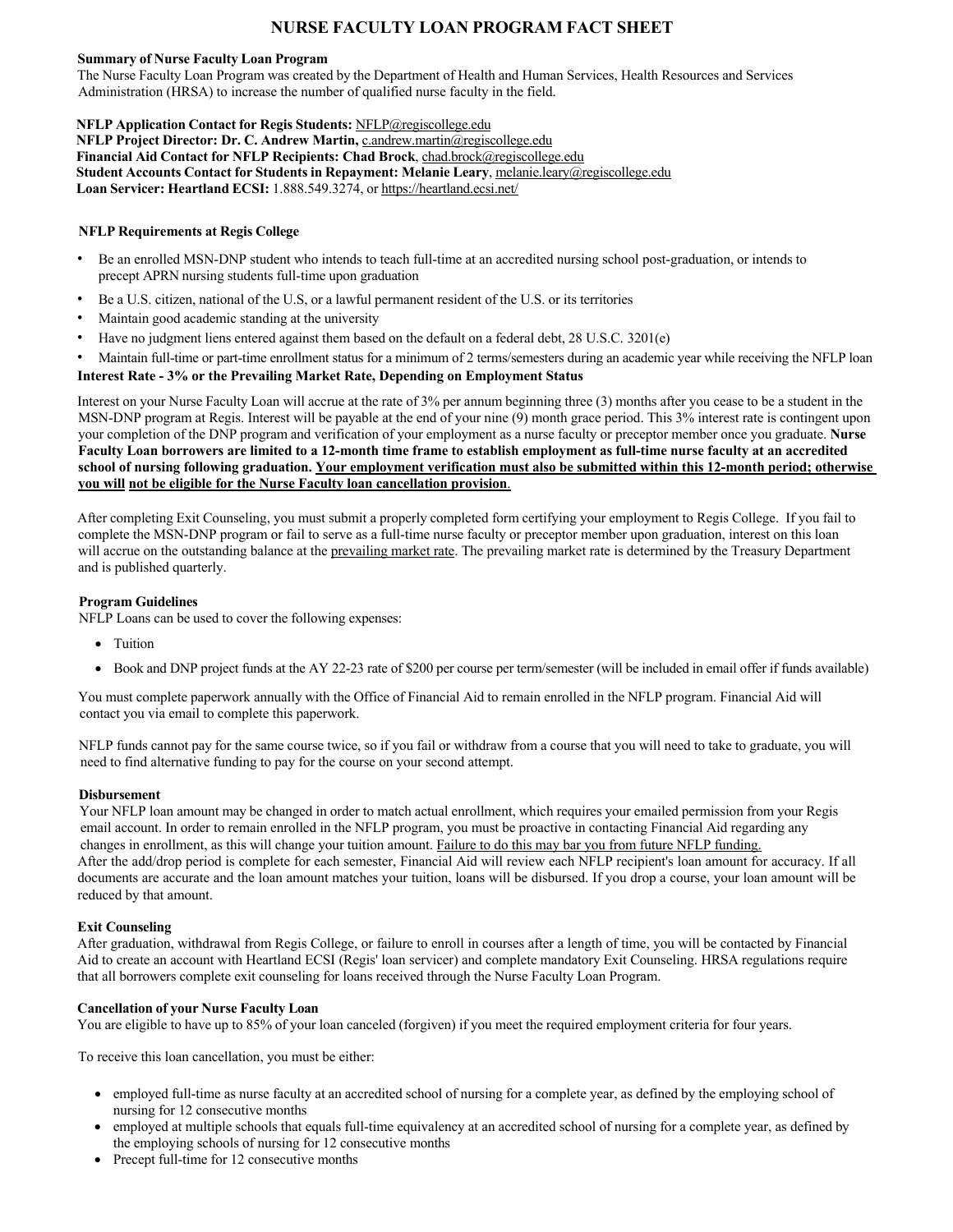# NURSE FACULTY LOAN PROGRAM FACT SHEET

**Summary of Nurse Faculty Loan Program**

The Nurse Faculty Loan Program was created by the Department of Health and Human Services, Health Resources and Services Administration (HRSA) to increase the number of qualified nurse faculty in the field.

**NFLP Application Contact for Regis Students:** NFLP@regiscollege.edu
**NFLP Project Director: Dr. C. Andrew Martin,** c.andrew.martin@regiscollege.edu
**Financial Aid Contact for NFLP Recipients: Chad Brock**, chad.brock@regiscollege.edu
**Student Accounts Contact for Students in Repayment: Melanie Leary**, melanie.leary@regiscollege.edu
**Loan Servicer: Heartland ECSI:** 1.888.549.3274, or https://heartland.ecsi.net/

**NFLP Requirements at Regis College**

- Be an enrolled MSN-DNP student who intends to teach full-time at an accredited nursing school post-graduation, or intends to precept APRN nursing students full-time upon graduation
- Be a U.S. citizen, national of the U.S, or a lawful permanent resident of the U.S. or its territories
- Maintain good academic standing at the university
- Have no judgment liens entered against them based on the default on a federal debt, 28 U.S.C. 3201(e)
- Maintain full-time or part-time enrollment status for a minimum of 2 terms/semesters during an academic year while receiving the NFLP loan

**Interest Rate - 3% or the Prevailing Market Rate, Depending on Employment Status**

Interest on your Nurse Faculty Loan will accrue at the rate of 3% per annum beginning three (3) months after you cease to be a student in the MSN-DNP program at Regis. Interest will be payable at the end of your nine (9) month grace period. This 3% interest rate is contingent upon your completion of the DNP program and verification of your employment as a nurse faculty or preceptor member once you graduate. **Nurse Faculty Loan borrowers are limited to a 12-month time frame to establish employment as full-time nurse faculty at an accredited school of nursing following graduation. Your employment verification must also be submitted within this 12-month period; otherwise you will not be eligible for the Nurse Faculty loan cancellation provision**.

After completing Exit Counseling, you must submit a properly completed form certifying your employment to Regis College. If you fail to complete the MSN-DNP program or fail to serve as a full-time nurse faculty or preceptor member upon graduation, interest on this loan will accrue on the outstanding balance at the prevailing market rate. The prevailing market rate is determined by the Treasury Department and is published quarterly.

**Program Guidelines**

NFLP Loans can be used to cover the following expenses:

- Tuition
- Book and DNP project funds at the AY 22-23 rate of $200 per course per term/semester (will be included in email offer if funds available)

You must complete paperwork annually with the Office of Financial Aid to remain enrolled in the NFLP program. Financial Aid will contact you via email to complete this paperwork.

NFLP funds cannot pay for the same course twice, so if you fail or withdraw from a course that you will need to take to graduate, you will need to find alternative funding to pay for the course on your second attempt.

**Disbursement**

Your NFLP loan amount may be changed in order to match actual enrollment, which requires your emailed permission from your Regis email account. In order to remain enrolled in the NFLP program, you must be proactive in contacting Financial Aid regarding any changes in enrollment, as this will change your tuition amount. Failure to do this may bar you from future NFLP funding.
After the add/drop period is complete for each semester, Financial Aid will review each NFLP recipient's loan amount for accuracy. If all documents are accurate and the loan amount matches your tuition, loans will be disbursed. If you drop a course, your loan amount will be reduced by that amount.

**Exit Counseling**

After graduation, withdrawal from Regis College, or failure to enroll in courses after a length of time, you will be contacted by Financial Aid to create an account with Heartland ECSI (Regis' loan servicer) and complete mandatory Exit Counseling. HRSA regulations require that all borrowers complete exit counseling for loans received through the Nurse Faculty Loan Program.

**Cancellation of your Nurse Faculty Loan**

You are eligible to have up to 85% of your loan canceled (forgiven) if you meet the required employment criteria for four years.

To receive this loan cancellation, you must be either:

- employed full-time as nurse faculty at an accredited school of nursing for a complete year, as defined by the employing school of nursing for 12 consecutive months
- employed at multiple schools that equals full-time equivalency at an accredited school of nursing for a complete year, as defined by the employing schools of nursing for 12 consecutive months
- Precept full-time for 12 consecutive months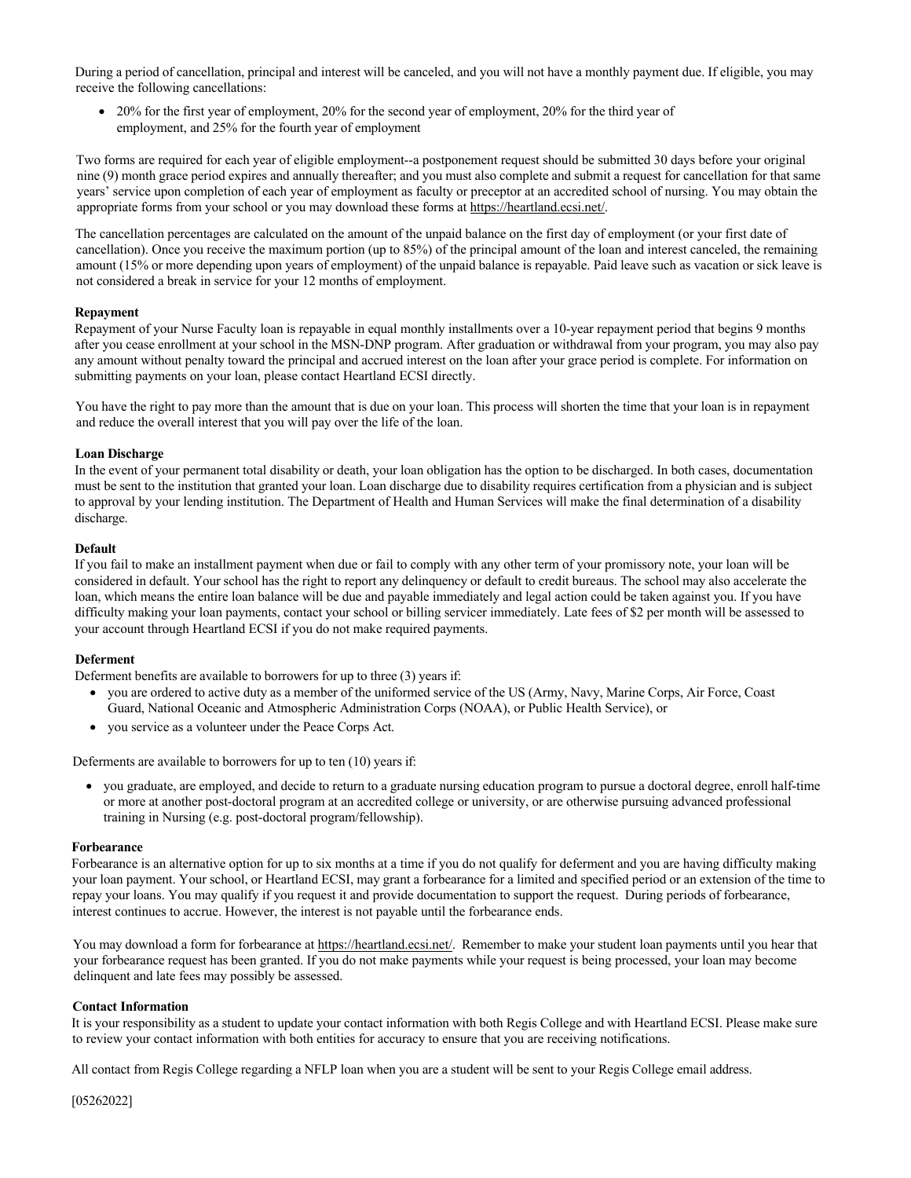During a period of cancellation, principal and interest will be canceled, and you will not have a monthly payment due. If eligible, you may receive the following cancellations:

- 20% for the first year of employment, 20% for the second year of employment, 20% for the third year of employment, and 25% for the fourth year of employment

Two forms are required for each year of eligible employment--a postponement request should be submitted 30 days before your original nine (9) month grace period expires and annually thereafter; and you must also complete and submit a request for cancellation for that same years' service upon completion of each year of employment as faculty or preceptor at an accredited school of nursing. You may obtain the appropriate forms from your school or you may download these forms at https://heartland.ecsi.net/.

The cancellation percentages are calculated on the amount of the unpaid balance on the first day of employment (or your first date of cancellation). Once you receive the maximum portion (up to 85%) of the principal amount of the loan and interest canceled, the remaining amount (15% or more depending upon years of employment) of the unpaid balance is repayable. Paid leave such as vacation or sick leave is not considered a break in service for your 12 months of employment.

**Repayment**

Repayment of your Nurse Faculty loan is repayable in equal monthly installments over a 10-year repayment period that begins 9 months after you cease enrollment at your school in the MSN-DNP program. After graduation or withdrawal from your program, you may also pay any amount without penalty toward the principal and accrued interest on the loan after your grace period is complete. For information on submitting payments on your loan, please contact Heartland ECSI directly.

You have the right to pay more than the amount that is due on your loan. This process will shorten the time that your loan is in repayment and reduce the overall interest that you will pay over the life of the loan.

**Loan Discharge**

In the event of your permanent total disability or death, your loan obligation has the option to be discharged. In both cases, documentation must be sent to the institution that granted your loan. Loan discharge due to disability requires certification from a physician and is subject to approval by your lending institution. The Department of Health and Human Services will make the final determination of a disability discharge.

**Default**

If you fail to make an installment payment when due or fail to comply with any other term of your promissory note, your loan will be considered in default. Your school has the right to report any delinquency or default to credit bureaus. The school may also accelerate the loan, which means the entire loan balance will be due and payable immediately and legal action could be taken against you. If you have difficulty making your loan payments, contact your school or billing servicer immediately. Late fees of $2 per month will be assessed to your account through Heartland ECSI if you do not make required payments.

**Deferment**

Deferment benefits are available to borrowers for up to three (3) years if:

- you are ordered to active duty as a member of the uniformed service of the US (Army, Navy, Marine Corps, Air Force, Coast Guard, National Oceanic and Atmospheric Administration Corps (NOAA), or Public Health Service), or
- you service as a volunteer under the Peace Corps Act.

Deferments are available to borrowers for up to ten (10) years if:

- you graduate, are employed, and decide to return to a graduate nursing education program to pursue a doctoral degree, enroll half-time or more at another post-doctoral program at an accredited college or university, or are otherwise pursuing advanced professional training in Nursing (e.g. post-doctoral program/fellowship).

**Forbearance**

Forbearance is an alternative option for up to six months at a time if you do not qualify for deferment and you are having difficulty making your loan payment. Your school, or Heartland ECSI, may grant a forbearance for a limited and specified period or an extension of the time to repay your loans. You may qualify if you request it and provide documentation to support the request. During periods of forbearance, interest continues to accrue. However, the interest is not payable until the forbearance ends.

You may download a form for forbearance at https://heartland.ecsi.net/. Remember to make your student loan payments until you hear that your forbearance request has been granted. If you do not make payments while your request is being processed, your loan may become delinquent and late fees may possibly be assessed.

**Contact Information**

It is your responsibility as a student to update your contact information with both Regis College and with Heartland ECSI. Please make sure to review your contact information with both entities for accuracy to ensure that you are receiving notifications.

All contact from Regis College regarding a NFLP loan when you are a student will be sent to your Regis College email address.

[05262022]